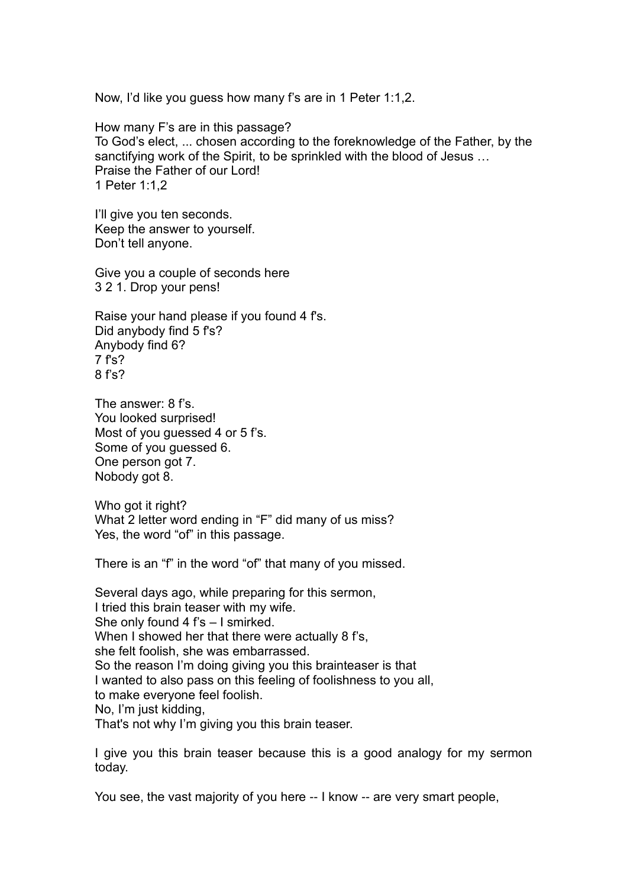Now, I'd like you guess how many f's are in 1 Peter 1:1,2.

How many F's are in this passage?
To God's elect, ... chosen according to the foreknowledge of the Father, by the sanctifying work of the Spirit, to be sprinkled with the blood of Jesus …
Praise the Father of our Lord!
1 Peter 1:1,2

I'll give you ten seconds.
Keep the answer to yourself.
Don't tell anyone.

Give you a couple of seconds here
3 2 1. Drop your pens!

Raise your hand please if you found 4 f's.
Did anybody find 5 f's?
Anybody find 6?
7 f's?
8 f's?

The answer: 8 f's.
You looked surprised!
Most of you guessed 4 or 5 f's.
Some of you guessed 6.
One person got 7.
Nobody got 8.

Who got it right?
What 2 letter word ending in "F" did many of us miss?
Yes, the word "of" in this passage.

There is an "f" in the word "of" that many of you missed.

Several days ago, while preparing for this sermon,
I tried this brain teaser with my wife.
She only found 4 f's – I smirked.
When I showed her that there were actually 8 f's,
she felt foolish, she was embarrassed.
So the reason I'm doing giving you this brainteaser is that
I wanted to also pass on this feeling of foolishness to you all,
to make everyone feel foolish.
No, I'm just kidding,
That's not why I'm giving you this brain teaser.

I give you this brain teaser because this is a good analogy for my sermon today.

You see, the vast majority of you here -- I know -- are very smart people,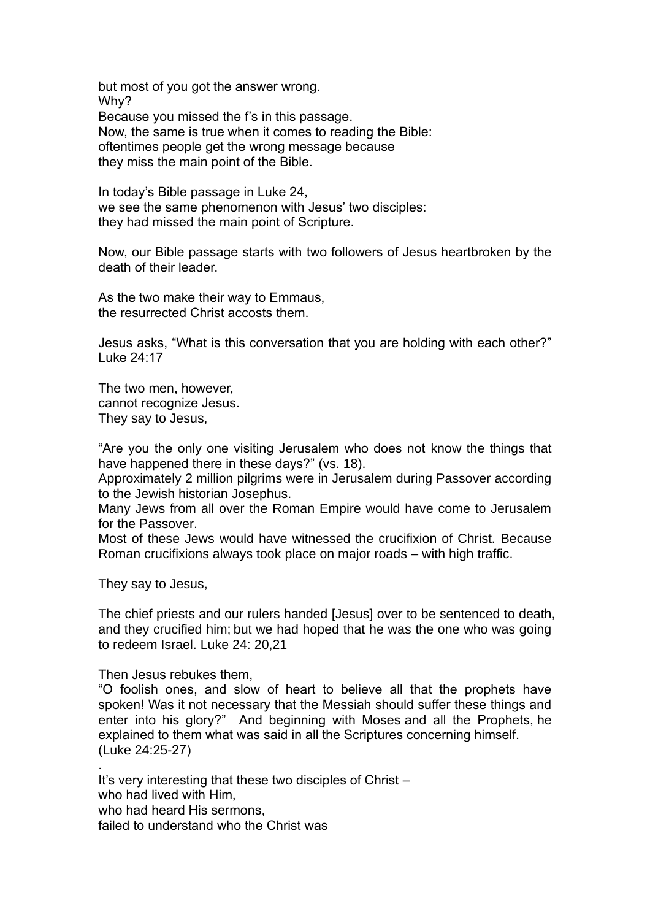but most of you got the answer wrong.
Why?
Because you missed the f's in this passage.
Now, the same is true when it comes to reading the Bible:
oftentimes people get the wrong message because
they miss the main point of the Bible.

In today's Bible passage in Luke 24,
we see the same phenomenon with Jesus' two disciples:
they had missed the main point of Scripture.

Now, our Bible passage starts with two followers of Jesus heartbroken by the death of their leader.

As the two make their way to Emmaus,
the resurrected Christ accosts them.

Jesus asks, "What is this conversation that you are holding with each other?" Luke 24:17

The two men, however,
cannot recognize Jesus.
They say to Jesus,

"Are you the only one visiting Jerusalem who does not know the things that have happened there in these days?" (vs. 18).
Approximately 2 million pilgrims were in Jerusalem during Passover according to the Jewish historian Josephus.
Many Jews from all over the Roman Empire would have come to Jerusalem for the Passover.
Most of these Jews would have witnessed the crucifixion of Christ. Because Roman crucifixions always took place on major roads – with high traffic.

They say to Jesus,

The chief priests and our rulers handed [Jesus] over to be sentenced to death, and they crucified him; but we had hoped that he was the one who was going to redeem Israel. Luke 24: 20,21

Then Jesus rebukes them,
"O foolish ones, and slow of heart to believe all that the prophets have spoken! Was it not necessary that the Messiah should suffer these things and enter into his glory?" And beginning with Moses and all the Prophets, he explained to them what was said in all the Scriptures concerning himself. (Luke 24:25-27)

.
It's very interesting that these two disciples of Christ –
who had lived with Him,
who had heard His sermons,
failed to understand who the Christ was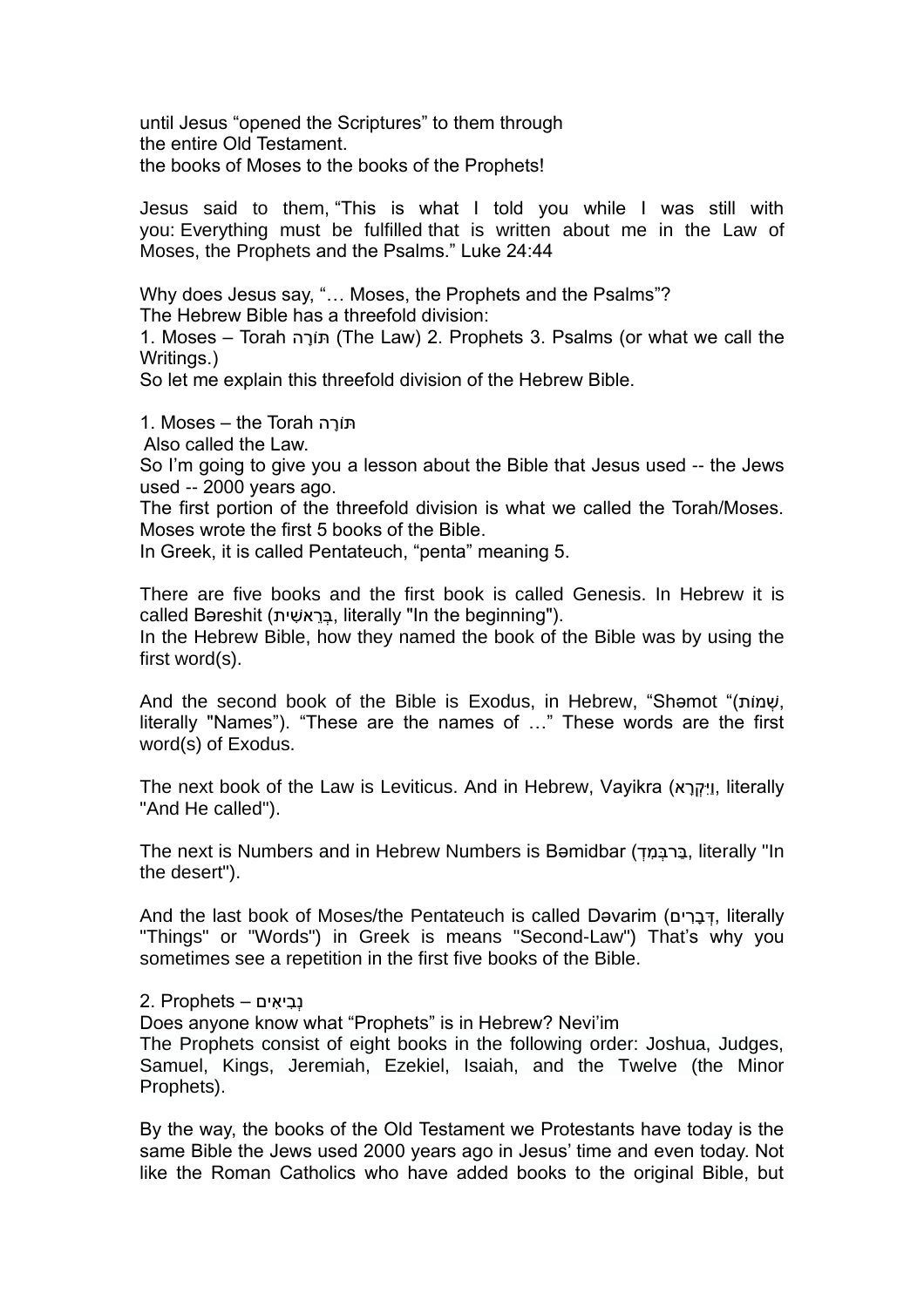until Jesus "opened the Scriptures" to them through
the entire Old Testament.
the books of Moses to the books of the Prophets!

Jesus said to them, "This is what I told you while I was still with you: Everything must be fulfilled that is written about me in the Law of Moses, the Prophets and the Psalms." Luke 24:44

Why does Jesus say, "… Moses, the Prophets and the Psalms"?
The Hebrew Bible has a threefold division:
1. Moses – Torah תּוֹרָה (The Law) 2. Prophets 3. Psalms (or what we call the Writings.)
So let me explain this threefold division of the Hebrew Bible.

1. Moses – the Torah תּוֹרָה
Also called the Law.
So I'm going to give you a lesson about the Bible that Jesus used -- the Jews used -- 2000 years ago.
The first portion of the threefold division is what we called the Torah/Moses.
Moses wrote the first 5 books of the Bible.
In Greek, it is called Pentateuch, "penta" meaning 5.

There are five books and the first book is called Genesis. In Hebrew it is called Bəreshit (בְּרֵאשִׁית, literally "In the beginning").
In the Hebrew Bible, how they named the book of the Bible was by using the first word(s).

And the second book of the Bible is Exodus, in Hebrew, "Shəmot "(שְׁמוֹת, literally "Names"). "These are the names of …" These words are the first word(s) of Exodus.

The next book of the Law is Leviticus. And in Hebrew, Vayikra (וַיִּקְרָא, literally "And He called").

The next is Numbers and in Hebrew Numbers is Bəmidbar (בְּמִדְבַּר, literally "In the desert").

And the last book of Moses/the Pentateuch is called Dəvarim (דְּבָרִים, literally "Things" or "Words") in Greek is means "Second-Law") That's why you sometimes see a repetition in the first five books of the Bible.

2. Prophets – נְבִיאִים
Does anyone know what "Prophets" is in Hebrew? Nevi'im
The Prophets consist of eight books in the following order: Joshua, Judges, Samuel, Kings, Jeremiah, Ezekiel, Isaiah, and the Twelve (the Minor Prophets).

By the way, the books of the Old Testament we Protestants have today is the same Bible the Jews used 2000 years ago in Jesus' time and even today. Not like the Roman Catholics who have added books to the original Bible, but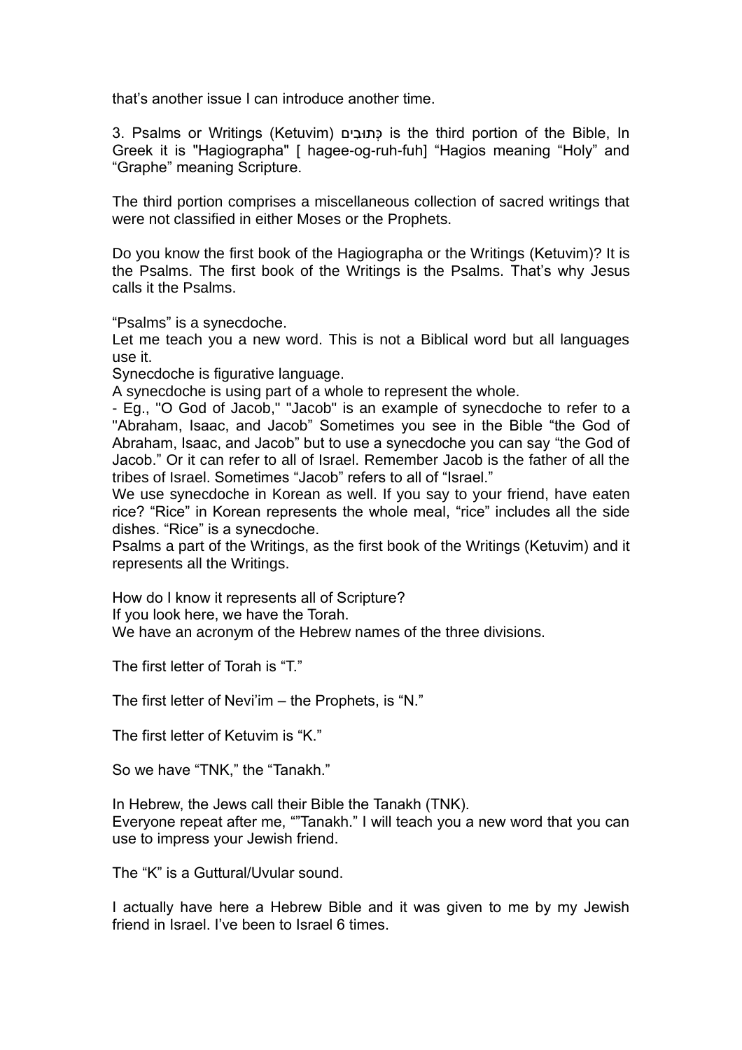that's another issue I can introduce another time.

3. Psalms or Writings (Ketuvim) כְּתוּבִים is the third portion of the Bible, In Greek it is "Hagiographa" [ hagee-og-ruh-fuh] "Hagios meaning "Holy" and "Graphe" meaning Scripture.

The third portion comprises a miscellaneous collection of sacred writings that were not classified in either Moses or the Prophets.

Do you know the first book of the Hagiographa or the Writings (Ketuvim)? It is the Psalms. The first book of the Writings is the Psalms. That's why Jesus calls it the Psalms.

"Psalms" is a synecdoche.
Let me teach you a new word. This is not a Biblical word but all languages use it.
Synecdoche is figurative language.
A synecdoche is using part of a whole to represent the whole.
- Eg., "O God of Jacob," "Jacob" is an example of synecdoche to refer to a "Abraham, Isaac, and Jacob" Sometimes you see in the Bible "the God of Abraham, Isaac, and Jacob" but to use a synecdoche you can say "the God of Jacob." Or it can refer to all of Israel. Remember Jacob is the father of all the tribes of Israel. Sometimes "Jacob" refers to all of "Israel."
We use synecdoche in Korean as well. If you say to your friend, have eaten rice? "Rice" in Korean represents the whole meal, "rice" includes all the side dishes. "Rice" is a synecdoche.
Psalms a part of the Writings, as the first book of the Writings (Ketuvim) and it represents all the Writings.

How do I know it represents all of Scripture?
If you look here, we have the Torah.
We have an acronym of the Hebrew names of the three divisions.

The first letter of Torah is "T."

The first letter of Nevi'im – the Prophets, is "N."

The first letter of Ketuvim is "K."

So we have "TNK," the "Tanakh."

In Hebrew, the Jews call their Bible the Tanakh (TNK).
Everyone repeat after me, ""Tanakh." I will teach you a new word that you can use to impress your Jewish friend.

The "K" is a Guttural/Uvular sound.

I actually have here a Hebrew Bible and it was given to me by my Jewish friend in Israel. I've been to Israel 6 times.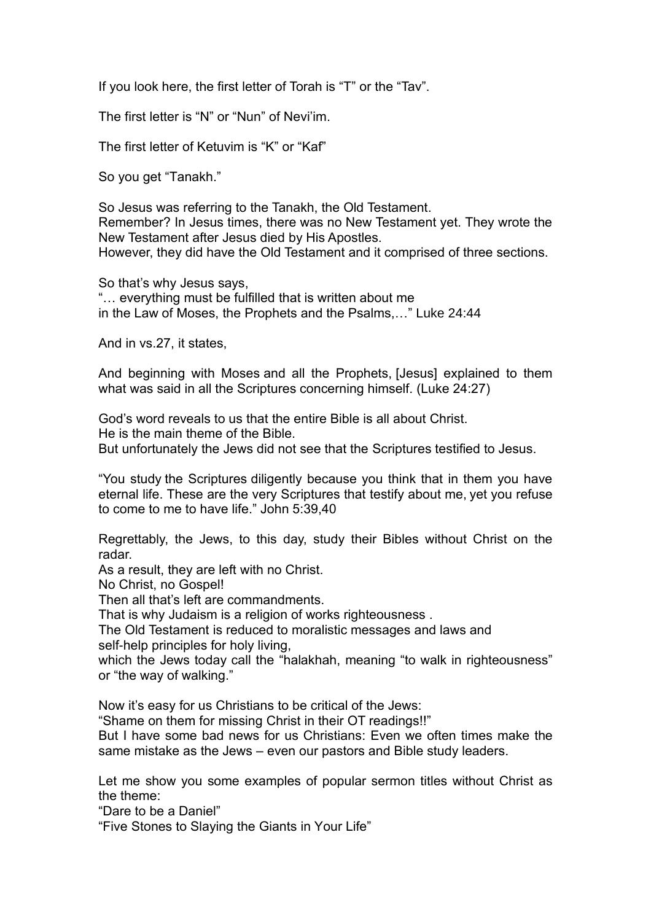If you look here, the first letter of Torah is "T" or the "Tav".

The first letter is "N" or "Nun" of Nevi'im.

The first letter of Ketuvim is "K" or "Kaf"

So you get "Tanakh."

So Jesus was referring to the Tanakh, the Old Testament.
Remember? In Jesus times, there was no New Testament yet. They wrote the New Testament after Jesus died by His Apostles.
However, they did have the Old Testament and it comprised of three sections.

So that's why Jesus says,
"… everything must be fulfilled that is written about me
in the Law of Moses, the Prophets and the Psalms,…" Luke 24:44

And in vs.27, it states,

And beginning with Moses and all the Prophets, [Jesus] explained to them what was said in all the Scriptures concerning himself. (Luke 24:27)

God's word reveals to us that the entire Bible is all about Christ.
He is the main theme of the Bible.
But unfortunately the Jews did not see that the Scriptures testified to Jesus.

"You study the Scriptures diligently because you think that in them you have eternal life. These are the very Scriptures that testify about me, yet you refuse to come to me to have life." John 5:39,40

Regrettably, the Jews, to this day, study their Bibles without Christ on the radar.
As a result, they are left with no Christ.
No Christ, no Gospel!
Then all that's left are commandments.
That is why Judaism is a religion of works righteousness .
The Old Testament is reduced to moralistic messages and laws and self-help principles for holy living,
which the Jews today call the "halakhah, meaning "to walk in righteousness" or "the way of walking."

Now it's easy for us Christians to be critical of the Jews:
"Shame on them for missing Christ in their OT readings!!"
But I have some bad news for us Christians: Even we often times make the same mistake as the Jews – even our pastors and Bible study leaders.

Let me show you some examples of popular sermon titles without Christ as the theme:
"Dare to be a Daniel"
"Five Stones to Slaying the Giants in Your Life"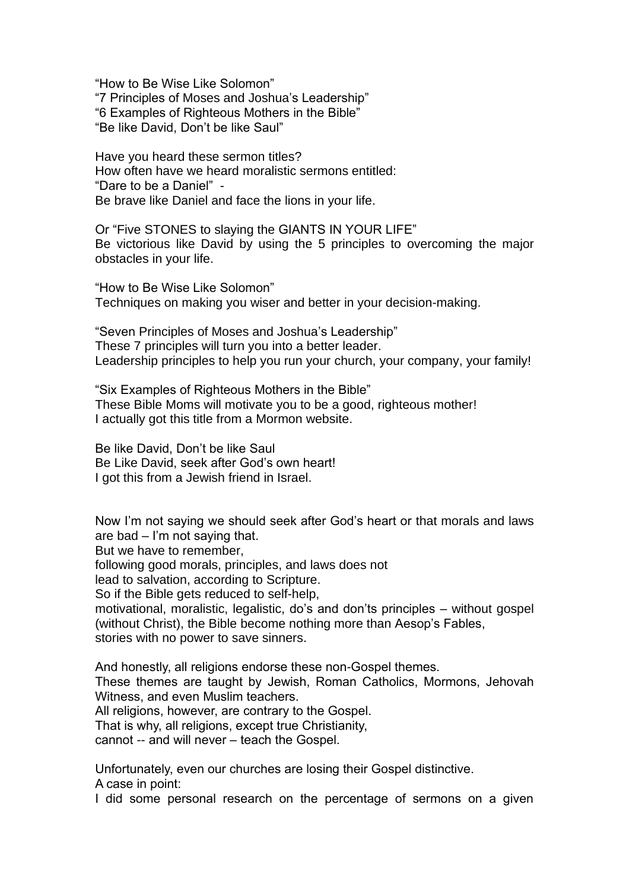“How to Be Wise Like Solomon”
“7 Principles of Moses and Joshua’s Leadership”
“6 Examples of Righteous Mothers in the Bible”
“Be like David, Don’t be like Saul”

Have you heard these sermon titles?
How often have we heard moralistic sermons entitled:
“Dare to be a Daniel” -
Be brave like Daniel and face the lions in your life.

Or “Five STONES to slaying the GIANTS IN YOUR LIFE”
Be victorious like David by using the 5 principles to overcoming the major obstacles in your life.

“How to Be Wise Like Solomon”
Techniques on making you wiser and better in your decision-making.

“Seven Principles of Moses and Joshua’s Leadership”
These 7 principles will turn you into a better leader.
Leadership principles to help you run your church, your company, your family!

“Six Examples of Righteous Mothers in the Bible”
These Bible Moms will motivate you to be a good, righteous mother!
I actually got this title from a Mormon website.

Be like David, Don’t be like Saul
Be Like David, seek after God’s own heart!
I got this from a Jewish friend in Israel.

Now I’m not saying we should seek after God’s heart or that morals and laws are bad – I’m not saying that.
But we have to remember,
following good morals, principles, and laws does not
lead to salvation, according to Scripture.
So if the Bible gets reduced to self-help,
motivational, moralistic, legalistic, do’s and don’ts principles – without gospel (without Christ), the Bible become nothing more than Aesop’s Fables,
stories with no power to save sinners.

And honestly, all religions endorse these non-Gospel themes.
These themes are taught by Jewish, Roman Catholics, Mormons, Jehovah Witness, and even Muslim teachers.
All religions, however, are contrary to the Gospel.
That is why, all religions, except true Christianity,
cannot -- and will never – teach the Gospel.

Unfortunately, even our churches are losing their Gospel distinctive.
A case in point:
I did some personal research on the percentage of sermons on a given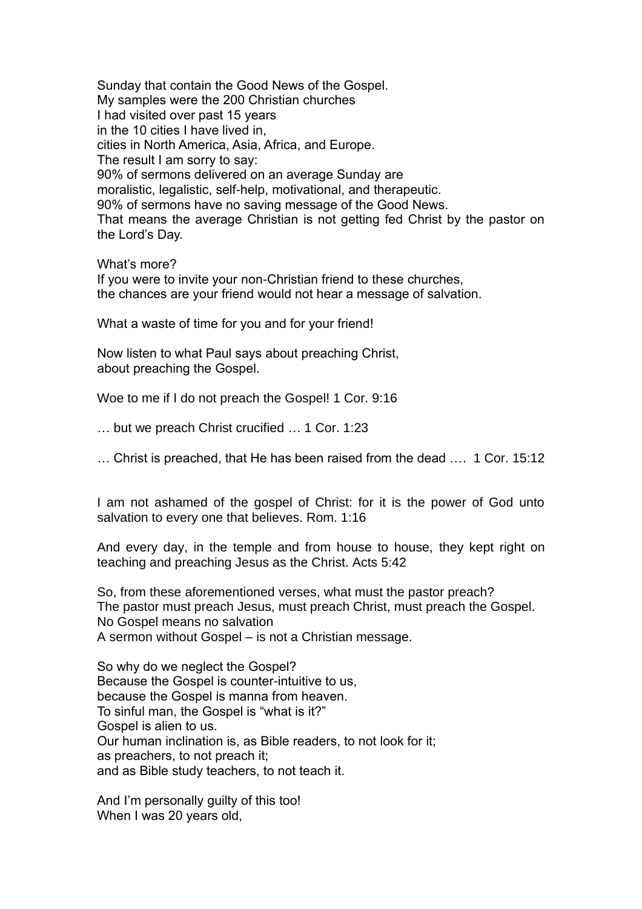Sunday that contain the Good News of the Gospel.
My samples were the 200 Christian churches
I had visited over past 15 years
in the 10 cities I have lived in,
cities in North America, Asia, Africa, and Europe.
The result I am sorry to say:
90% of sermons delivered on an average Sunday are
moralistic, legalistic, self-help, motivational, and therapeutic.
90% of sermons have no saving message of the Good News.
That means the average Christian is not getting fed Christ by the pastor on the Lord's Day.

What's more?
If you were to invite your non-Christian friend to these churches,
the chances are your friend would not hear a message of salvation.

What a waste of time for you and for your friend!

Now listen to what Paul says about preaching Christ,
about preaching the Gospel.

Woe to me if I do not preach the Gospel! 1 Cor. 9:16

… but we preach Christ crucified … 1 Cor. 1:23

… Christ is preached, that He has been raised from the dead …. 1 Cor. 15:12

I am not ashamed of the gospel of Christ: for it is the power of God unto salvation to every one that believes. Rom. 1:16

And every day, in the temple and from house to house, they kept right on teaching and preaching Jesus as the Christ. Acts 5:42

So, from these aforementioned verses, what must the pastor preach?
The pastor must preach Jesus, must preach Christ, must preach the Gospel.
No Gospel means no salvation
A sermon without Gospel – is not a Christian message.

So why do we neglect the Gospel?
Because the Gospel is counter-intuitive to us,
because the Gospel is manna from heaven.
To sinful man, the Gospel is "what is it?"
Gospel is alien to us.
Our human inclination is, as Bible readers, to not look for it;
as preachers, to not preach it;
and as Bible study teachers, to not teach it.

And I'm personally guilty of this too!
When I was 20 years old,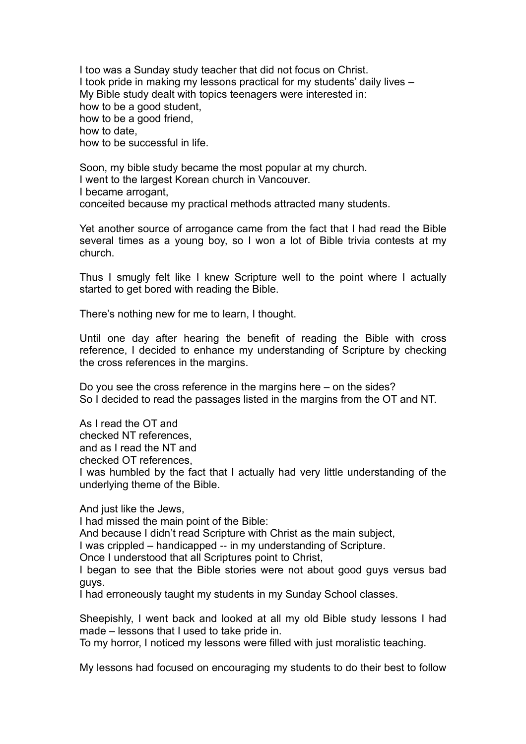I too was a Sunday study teacher that did not focus on Christ.
I took pride in making my lessons practical for my students' daily lives –
My Bible study dealt with topics teenagers were interested in:
how to be a good student,
how to be a good friend,
how to date,
how to be successful in life.

Soon, my bible study became the most popular at my church.
I went to the largest Korean church in Vancouver.
I became arrogant,
conceited because my practical methods attracted many students.

Yet another source of arrogance came from the fact that I had read the Bible several times as a young boy, so I won a lot of Bible trivia contests at my church.

Thus I smugly felt like I knew Scripture well to the point where I actually started to get bored with reading the Bible.

There's nothing new for me to learn, I thought.

Until one day after hearing the benefit of reading the Bible with cross reference, I decided to enhance my understanding of Scripture by checking the cross references in the margins.

Do you see the cross reference in the margins here – on the sides?
So I decided to read the passages listed in the margins from the OT and NT.

As I read the OT and
checked NT references,
and as I read the NT and
checked OT references,
I was humbled by the fact that I actually had very little understanding of the underlying theme of the Bible.

And just like the Jews,
I had missed the main point of the Bible:
And because I didn't read Scripture with Christ as the main subject,
I was crippled – handicapped -- in my understanding of Scripture.
Once I understood that all Scriptures point to Christ,
I began to see that the Bible stories were not about good guys versus bad guys.
I had erroneously taught my students in my Sunday School classes.

Sheepishly, I went back and looked at all my old Bible study lessons I had made – lessons that I used to take pride in.
To my horror, I noticed my lessons were filled with just moralistic teaching.

My lessons had focused on encouraging my students to do their best to follow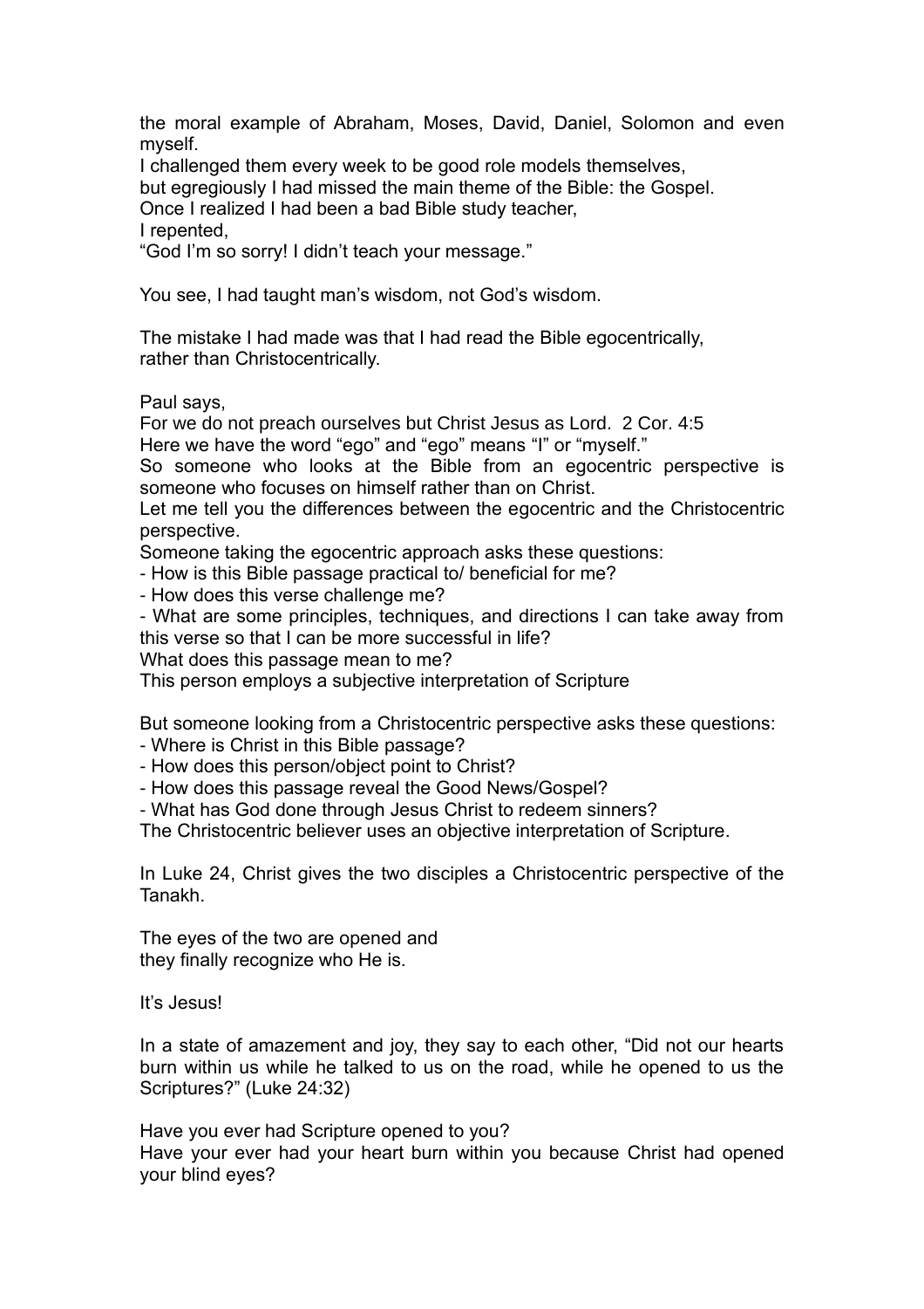the moral example of Abraham, Moses, David, Daniel, Solomon and even myself.
I challenged them every week to be good role models themselves,
but egregiously I had missed the main theme of the Bible: the Gospel.
Once I realized I had been a bad Bible study teacher,
I repented,
"God I'm so sorry! I didn't teach your message."

You see, I had taught man's wisdom, not God's wisdom.

The mistake I had made was that I had read the Bible egocentrically,
rather than Christocentrically.

Paul says,
For we do not preach ourselves but Christ Jesus as Lord. 2 Cor. 4:5
Here we have the word "ego" and "ego" means "I" or "myself."
So someone who looks at the Bible from an egocentric perspective is someone who focuses on himself rather than on Christ.
Let me tell you the differences between the egocentric and the Christocentric perspective.
Someone taking the egocentric approach asks these questions:
- How is this Bible passage practical to/ beneficial for me?
- How does this verse challenge me?
- What are some principles, techniques, and directions I can take away from this verse so that I can be more successful in life?
What does this passage mean to me?
This person employs a subjective interpretation of Scripture

But someone looking from a Christocentric perspective asks these questions:
- Where is Christ in this Bible passage?
- How does this person/object point to Christ?
- How does this passage reveal the Good News/Gospel?
- What has God done through Jesus Christ to redeem sinners?
The Christocentric believer uses an objective interpretation of Scripture.

In Luke 24, Christ gives the two disciples a Christocentric perspective of the Tanakh.

The eyes of the two are opened and
they finally recognize who He is.

It's Jesus!

In a state of amazement and joy, they say to each other, "Did not our hearts burn within us while he talked to us on the road, while he opened to us the Scriptures?" (Luke 24:32)

Have you ever had Scripture opened to you?
Have your ever had your heart burn within you because Christ had opened your blind eyes?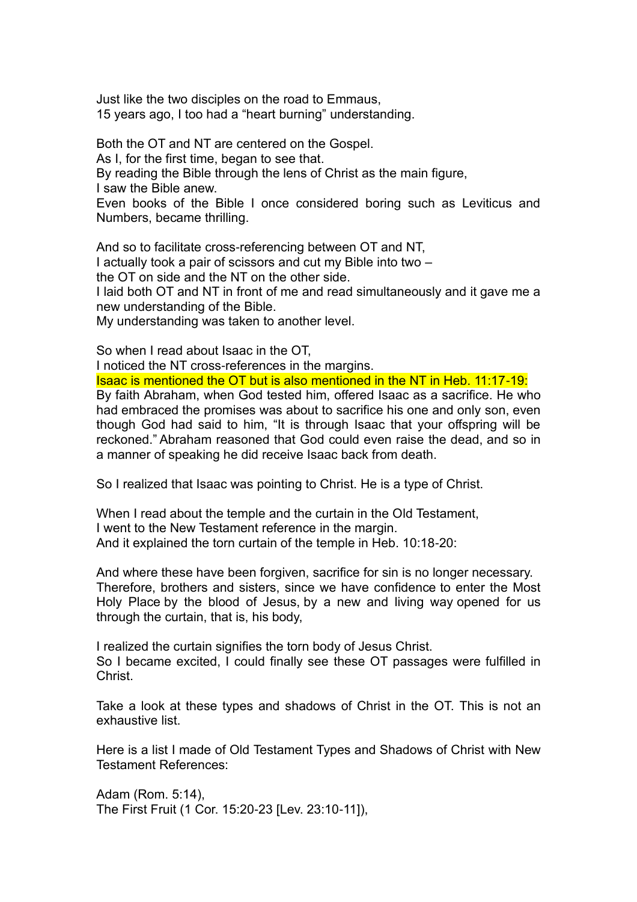Just like the two disciples on the road to Emmaus,
15 years ago, I too had a "heart burning" understanding.

Both the OT and NT are centered on the Gospel.
As I, for the first time, began to see that.
By reading the Bible through the lens of Christ as the main figure,
I saw the Bible anew.
Even books of the Bible I once considered boring such as Leviticus and Numbers, became thrilling.

And so to facilitate cross-referencing between OT and NT,
I actually took a pair of scissors and cut my Bible into two –
the OT on side and the NT on the other side.
I laid both OT and NT in front of me and read simultaneously and it gave me a new understanding of the Bible.
My understanding was taken to another level.

So when I read about Isaac in the OT,
I noticed the NT cross-references in the margins.
Isaac is mentioned the OT but is also mentioned in the NT in Heb. 11:17-19:
By faith Abraham, when God tested him, offered Isaac as a sacrifice. He who had embraced the promises was about to sacrifice his one and only son, even though God had said to him, "It is through Isaac that your offspring will be reckoned." Abraham reasoned that God could even raise the dead, and so in a manner of speaking he did receive Isaac back from death.

So I realized that Isaac was pointing to Christ. He is a type of Christ.

When I read about the temple and the curtain in the Old Testament,
I went to the New Testament reference in the margin.
And it explained the torn curtain of the temple in Heb. 10:18-20:

And where these have been forgiven, sacrifice for sin is no longer necessary. Therefore, brothers and sisters, since we have confidence to enter the Most Holy Place by the blood of Jesus, by a new and living way opened for us through the curtain, that is, his body,

I realized the curtain signifies the torn body of Jesus Christ.
So I became excited, I could finally see these OT passages were fulfilled in Christ.

Take a look at these types and shadows of Christ in the OT. This is not an exhaustive list.

Here is a list I made of Old Testament Types and Shadows of Christ with New Testament References:

Adam (Rom. 5:14),
The First Fruit (1 Cor. 15:20-23 [Lev. 23:10-11]),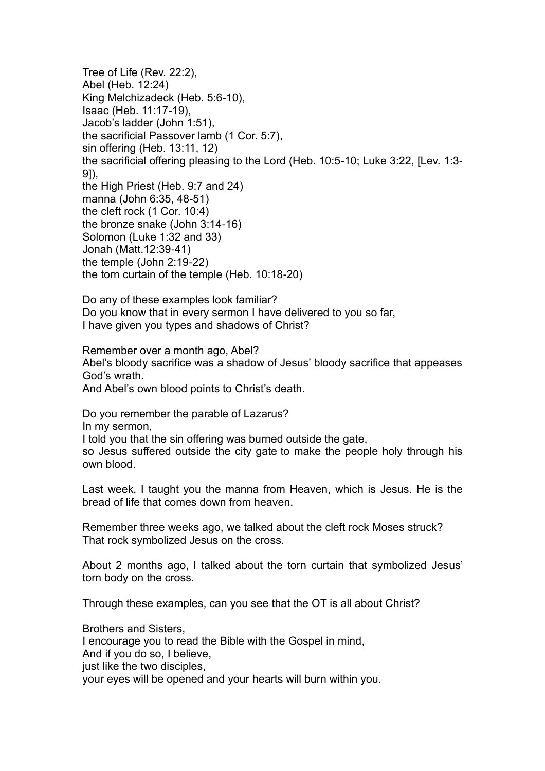Tree of Life (Rev. 22:2),
Abel (Heb. 12:24)
King Melchizadeck (Heb. 5:6-10),
Isaac (Heb. 11:17-19),
Jacob's ladder (John 1:51),
the sacrificial Passover lamb (1 Cor. 5:7),
sin offering (Heb. 13:11, 12)
the sacrificial offering pleasing to the Lord (Heb. 10:5-10; Luke 3:22, [Lev. 1:3-9]),
the High Priest (Heb. 9:7 and 24)
manna (John 6:35, 48-51)
the cleft rock (1 Cor. 10:4)
the bronze snake (John 3:14-16)
Solomon (Luke 1:32 and 33)
Jonah (Matt.12:39-41)
the temple (John 2:19-22)
the torn curtain of the temple (Heb. 10:18-20)

Do any of these examples look familiar?
Do you know that in every sermon I have delivered to you so far,
I have given you types and shadows of Christ?

Remember over a month ago, Abel?
Abel's bloody sacrifice was a shadow of Jesus' bloody sacrifice that appeases God's wrath.
And Abel's own blood points to Christ's death.

Do you remember the parable of Lazarus?
In my sermon,
I told you that the sin offering was burned outside the gate,
so Jesus suffered outside the city gate to make the people holy through his own blood.

Last week, I taught you the manna from Heaven, which is Jesus. He is the bread of life that comes down from heaven.

Remember three weeks ago, we talked about the cleft rock Moses struck?
That rock symbolized Jesus on the cross.

About 2 months ago, I talked about the torn curtain that symbolized Jesus' torn body on the cross.

Through these examples, can you see that the OT is all about Christ?

Brothers and Sisters,
I encourage you to read the Bible with the Gospel in mind,
And if you do so, I believe,
just like the two disciples,
your eyes will be opened and your hearts will burn within you.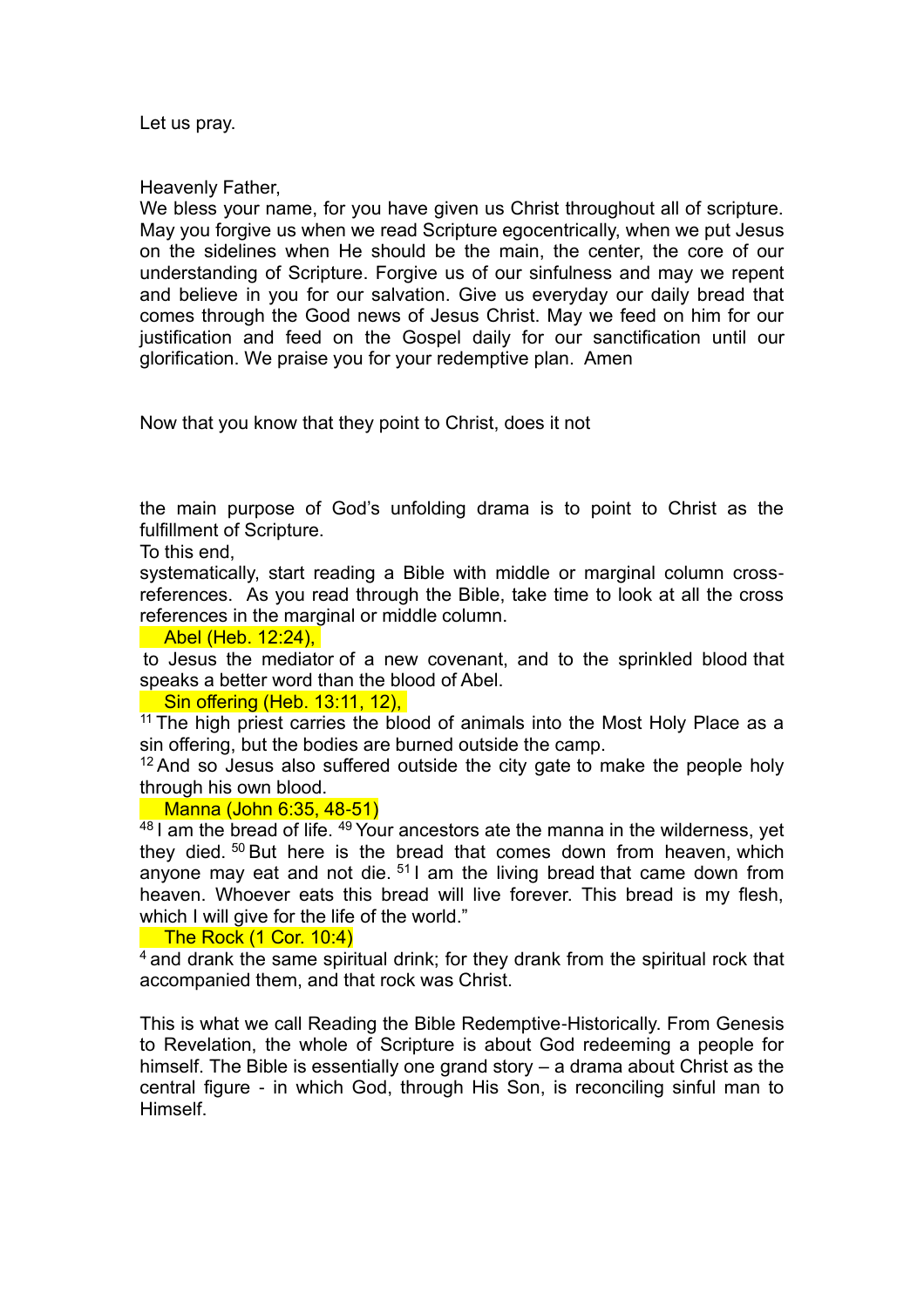Let us pray.

Heavenly Father,
We bless your name, for you have given us Christ throughout all of scripture. May you forgive us when we read Scripture egocentrically, when we put Jesus on the sidelines when He should be the main, the center, the core of our understanding of Scripture. Forgive us of our sinfulness and may we repent and believe in you for our salvation. Give us everyday our daily bread that comes through the Good news of Jesus Christ. May we feed on him for our justification and feed on the Gospel daily for our sanctification until our glorification. We praise you for your redemptive plan. Amen

Now that you know that they point to Christ, does it not

the main purpose of God's unfolding drama is to point to Christ as the fulfillment of Scripture.
To this end,
systematically, start reading a Bible with middle or marginal column cross-references. As you read through the Bible, take time to look at all the cross references in the marginal or middle column.

Abel (Heb. 12:24),

to Jesus the mediator of a new covenant, and to the sprinkled blood that speaks a better word than the blood of Abel.

Sin offering (Heb. 13:11, 12),

[11] The high priest carries the blood of animals into the Most Holy Place as a sin offering, but the bodies are burned outside the camp.
[12] And so Jesus also suffered outside the city gate to make the people holy through his own blood.

Manna (John 6:35, 48-51)

[48] I am the bread of life. [49] Your ancestors ate the manna in the wilderness, yet they died. [50] But here is the bread that comes down from heaven, which anyone may eat and not die. [51] I am the living bread that came down from heaven. Whoever eats this bread will live forever. This bread is my flesh, which I will give for the life of the world."

The Rock (1 Cor. 10:4)

[4] and drank the same spiritual drink; for they drank from the spiritual rock that accompanied them, and that rock was Christ.

This is what we call Reading the Bible Redemptive-Historically. From Genesis to Revelation, the whole of Scripture is about God redeeming a people for himself. The Bible is essentially one grand story – a drama about Christ as the central figure - in which God, through His Son, is reconciling sinful man to Himself.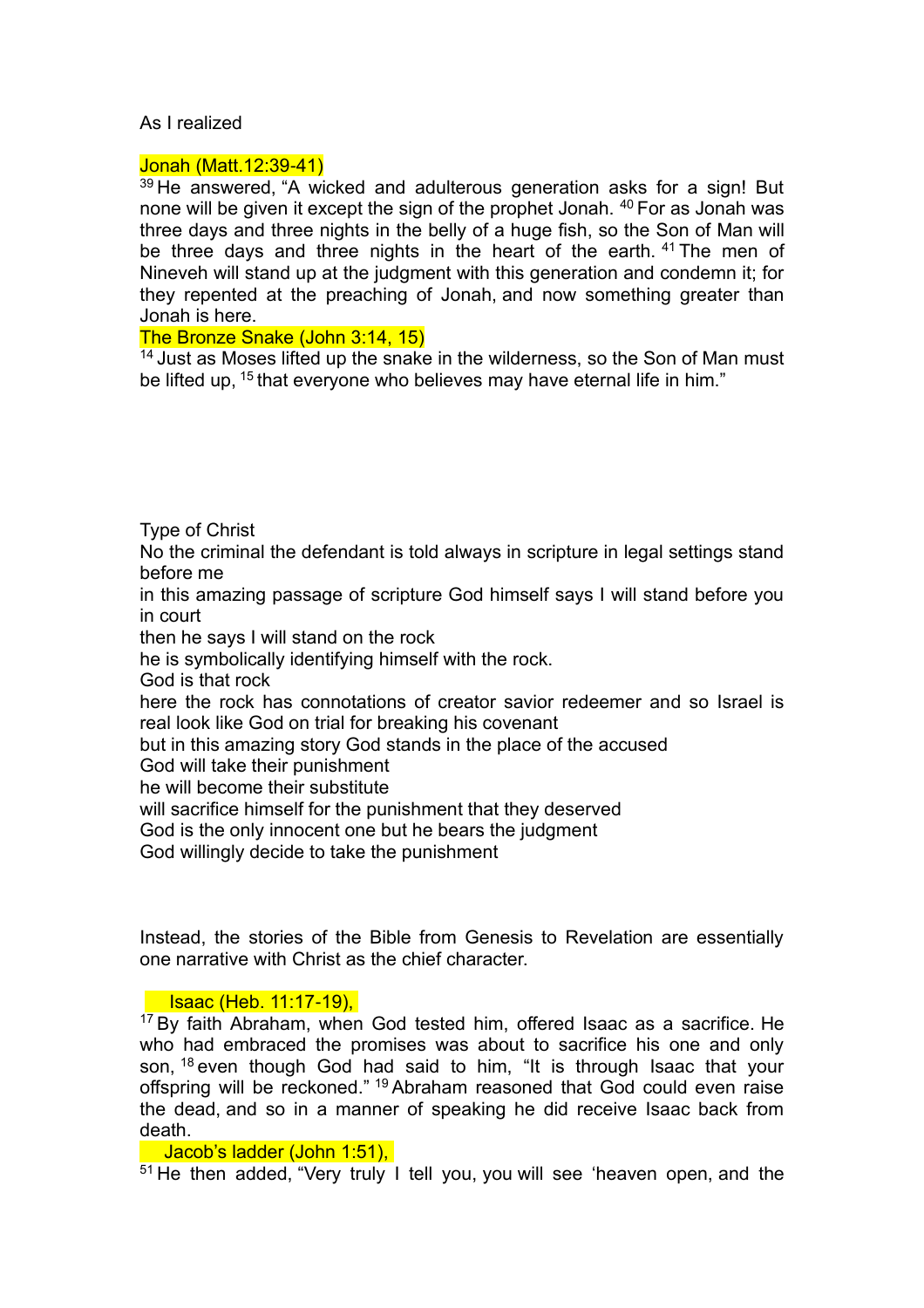As I realized

Jonah (Matt.12:39-41)

[39] He answered, "A wicked and adulterous generation asks for a sign! But none will be given it except the sign of the prophet Jonah. [40] For as Jonah was three days and three nights in the belly of a huge fish, so the Son of Man will be three days and three nights in the heart of the earth. [41] The men of Nineveh will stand up at the judgment with this generation and condemn it; for they repented at the preaching of Jonah, and now something greater than Jonah is here.

The Bronze Snake (John 3:14, 15)

[14] Just as Moses lifted up the snake in the wilderness, so the Son of Man must be lifted up, [15] that everyone who believes may have eternal life in him."

Type of Christ

No the criminal the defendant is told always in scripture in legal settings stand before me

in this amazing passage of scripture God himself says I will stand before you in court

then he says I will stand on the rock

he is symbolically identifying himself with the rock.

God is that rock

here the rock has connotations of creator savior redeemer and so Israel is real look like God on trial for breaking his covenant

but in this amazing story God stands in the place of the accused

God will take their punishment

he will become their substitute

will sacrifice himself for the punishment that they deserved

God is the only innocent one but he bears the judgment

God willingly decide to take the punishment

Instead, the stories of the Bible from Genesis to Revelation are essentially one narrative with Christ as the chief character.

Isaac (Heb. 11:17-19),

[17] By faith Abraham, when God tested him, offered Isaac as a sacrifice. He who had embraced the promises was about to sacrifice his one and only son, [18] even though God had said to him, "It is through Isaac that your offspring will be reckoned." [19] Abraham reasoned that God could even raise the dead, and so in a manner of speaking he did receive Isaac back from death.

Jacob's ladder (John 1:51),

[51] He then added, "Very truly I tell you, you will see 'heaven open, and the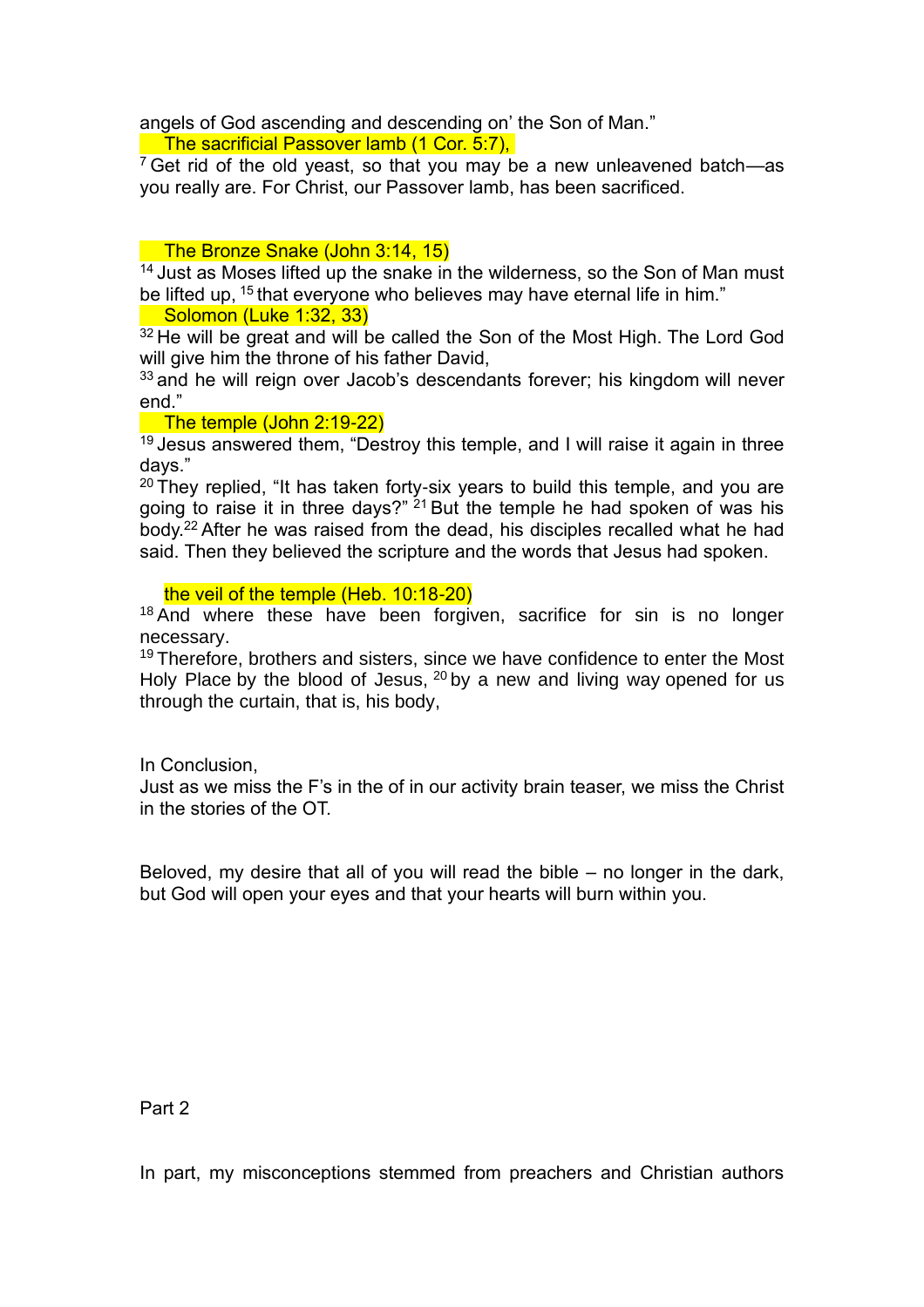angels of God ascending and descending on' the Son of Man."

The sacrificial Passover lamb (1 Cor. 5:7),

[7] Get rid of the old yeast, so that you may be a new unleavened batch—as you really are. For Christ, our Passover lamb, has been sacrificed.

The Bronze Snake (John 3:14, 15)

[14] Just as Moses lifted up the snake in the wilderness, so the Son of Man must be lifted up, [15] that everyone who believes may have eternal life in him."

Solomon (Luke 1:32, 33)

[32] He will be great and will be called the Son of the Most High. The Lord God will give him the throne of his father David,

[33] and he will reign over Jacob's descendants forever; his kingdom will never end."

The temple (John 2:19-22)

[19] Jesus answered them, "Destroy this temple, and I will raise it again in three days."

[20] They replied, "It has taken forty-six years to build this temple, and you are going to raise it in three days?" [21] But the temple he had spoken of was his body.[22] After he was raised from the dead, his disciples recalled what he had said. Then they believed the scripture and the words that Jesus had spoken.

the veil of the temple (Heb. 10:18-20)

[18] And where these have been forgiven, sacrifice for sin is no longer necessary.

[19] Therefore, brothers and sisters, since we have confidence to enter the Most Holy Place by the blood of Jesus, [20] by a new and living way opened for us through the curtain, that is, his body,

In Conclusion,

Just as we miss the F's in the of in our activity brain teaser, we miss the Christ in the stories of the OT.

Beloved, my desire that all of you will read the bible – no longer in the dark, but God will open your eyes and that your hearts will burn within you.

Part 2

In part, my misconceptions stemmed from preachers and Christian authors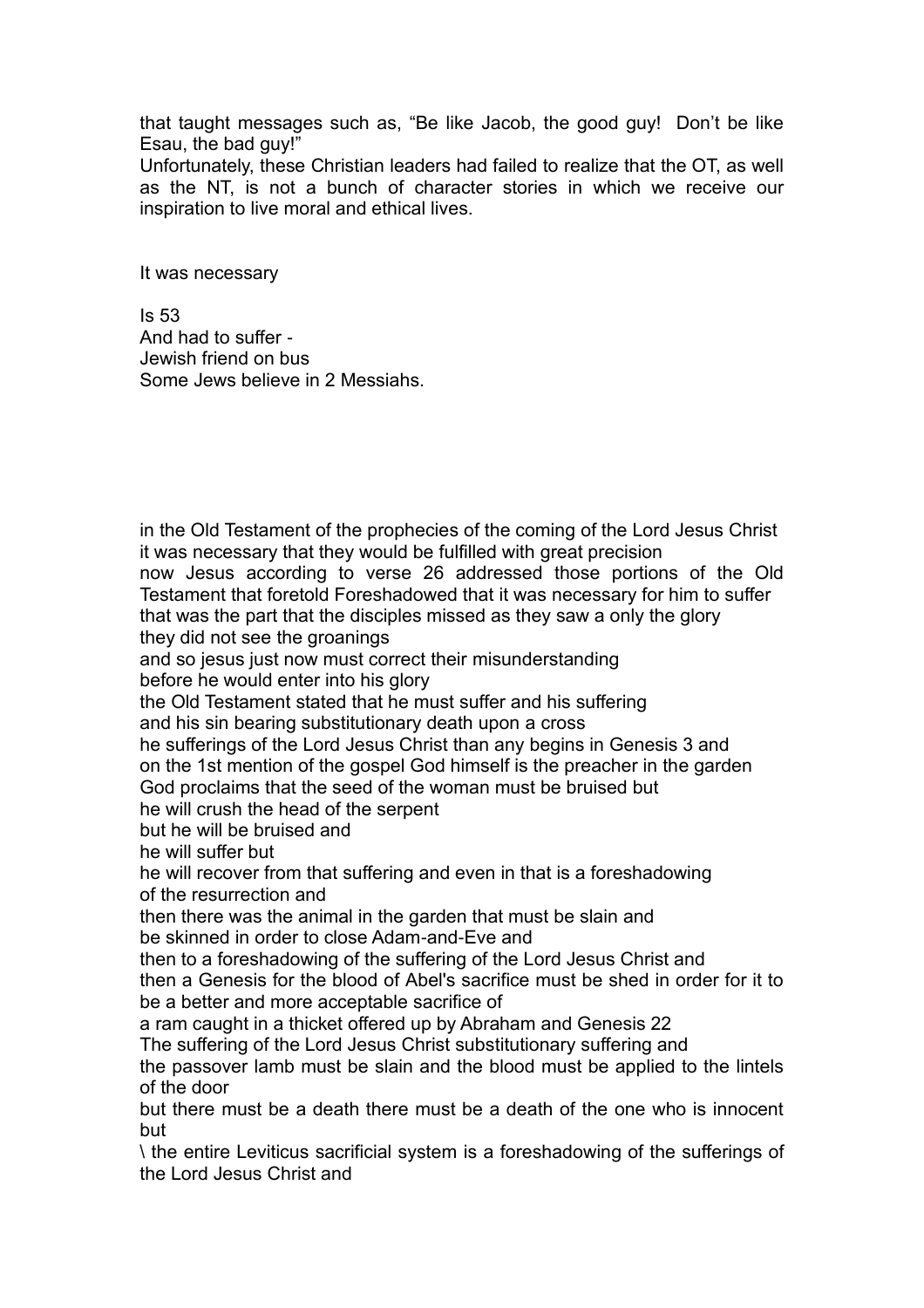that taught messages such as, “Be like Jacob, the good guy! Don’t be like Esau, the bad guy!”

Unfortunately, these Christian leaders had failed to realize that the OT, as well as the NT, is not a bunch of character stories in which we receive our inspiration to live moral and ethical lives.

It was necessary

Is 53
And had to suffer -
Jewish friend on bus
Some Jews believe in 2 Messiahs.

in the Old Testament of the prophecies of the coming of the Lord Jesus Christ
it was necessary that they would be fulfilled with great precision
now Jesus according to verse 26 addressed those portions of the Old Testament that foretold Foreshadowed that it was necessary for him to suffer
that was the part that the disciples missed as they saw a only the glory
they did not see the groanings
and so jesus just now must correct their misunderstanding
before he would enter into his glory
the Old Testament stated that he must suffer and his suffering
and his sin bearing substitutionary death upon a cross
he sufferings of the Lord Jesus Christ than any begins in Genesis 3 and
on the 1st mention of the gospel God himself is the preacher in the garden
God proclaims that the seed of the woman must be bruised but
he will crush the head of the serpent
but he will be bruised and
he will suffer but
he will recover from that suffering and even in that is a foreshadowing
of the resurrection and
then there was the animal in the garden that must be slain and
be skinned in order to close Adam-and-Eve and
then to a foreshadowing of the suffering of the Lord Jesus Christ and
then a Genesis for the blood of Abel's sacrifice must be shed in order for it to be a better and more acceptable sacrifice of
a ram caught in a thicket offered up by Abraham and Genesis 22
The suffering of the Lord Jesus Christ substitutionary suffering and
the passover lamb must be slain and the blood must be applied to the lintels of the door
but there must be a death there must be a death of the one who is innocent but
\ the entire Leviticus sacrificial system is a foreshadowing of the sufferings of the Lord Jesus Christ and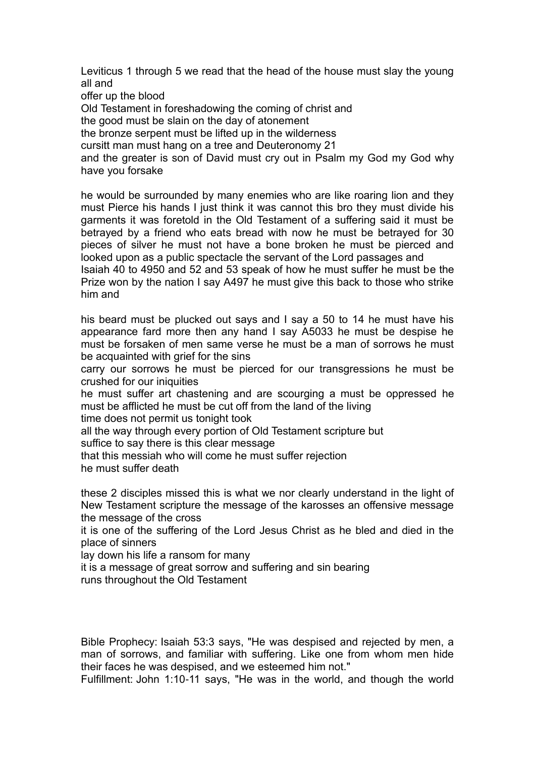Leviticus 1 through 5 we read that the head of the house must slay the young all and
offer up the blood
Old Testament in foreshadowing the coming of christ and
the good must be slain on the day of atonement
the bronze serpent must be lifted up in the wilderness
cursitt man must hang on a tree and Deuteronomy 21
and the greater is son of David must cry out in Psalm my God my God why have you forsake

he would be surrounded by many enemies who are like roaring lion and they must Pierce his hands I just think it was cannot this bro they must divide his garments it was foretold in the Old Testament of a suffering said it must be betrayed by a friend who eats bread with now he must be betrayed for 30 pieces of silver he must not have a bone broken he must be pierced and looked upon as a public spectacle the servant of the Lord passages and
Isaiah 40 to 4950 and 52 and 53 speak of how he must suffer he must be the Prize won by the nation I say A497 he must give this back to those who strike him and

his beard must be plucked out says and I say a 50 to 14 he must have his appearance fard more then any hand I say A5033 he must be despise he must be forsaken of men same verse he must be a man of sorrows he must be acquainted with grief for the sins
carry our sorrows he must be pierced for our transgressions he must be crushed for our iniquities
he must suffer art chastening and are scourging a must be oppressed he must be afflicted he must be cut off from the land of the living
time does not permit us tonight took
all the way through every portion of Old Testament scripture but
suffice to say there is this clear message
that this messiah who will come he must suffer rejection
he must suffer death

these 2 disciples missed this is what we nor clearly understand in the light of New Testament scripture the message of the karosses an offensive message the message of the cross
it is one of the suffering of the Lord Jesus Christ as he bled and died in the place of sinners
lay down his life a ransom for many
it is a message of great sorrow and suffering and sin bearing
runs throughout the Old Testament

Bible Prophecy: Isaiah 53:3 says, "He was despised and rejected by men, a man of sorrows, and familiar with suffering. Like one from whom men hide their faces he was despised, and we esteemed him not."
Fulfillment: John 1:10-11 says, "He was in the world, and though the world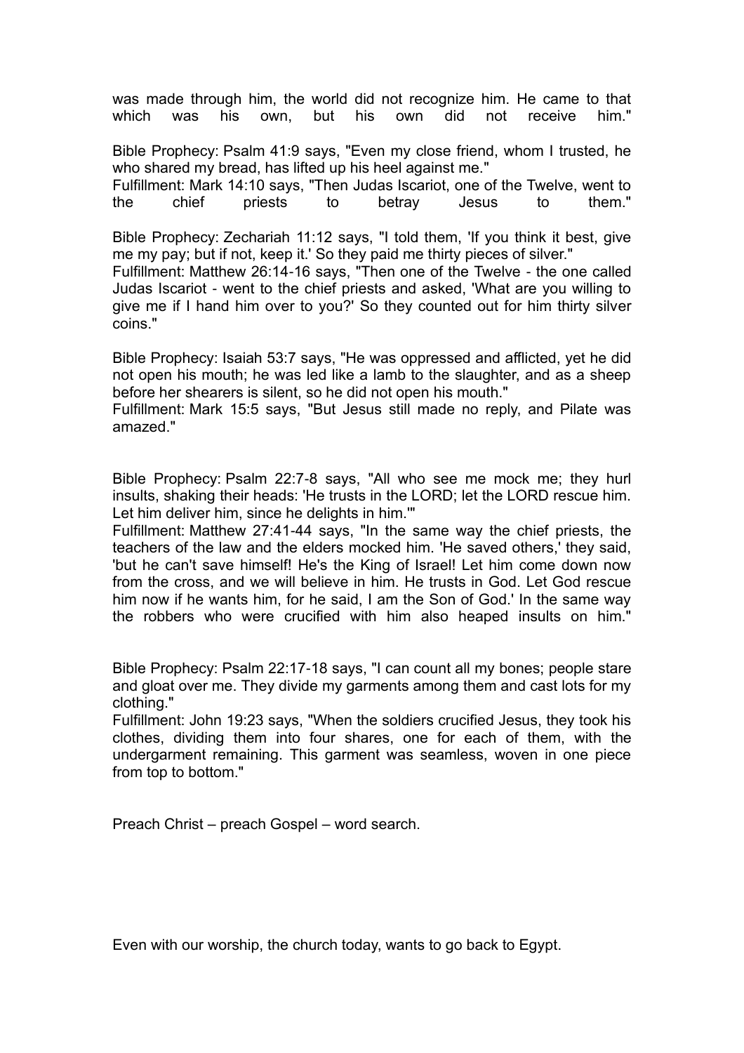was made through him, the world did not recognize him. He came to that which was his own, but his own did not receive him."

Bible Prophecy: Psalm 41:9 says, "Even my close friend, whom I trusted, he who shared my bread, has lifted up his heel against me."
Fulfillment: Mark 14:10 says, "Then Judas Iscariot, one of the Twelve, went to the chief priests to betray Jesus to them."

Bible Prophecy: Zechariah 11:12 says, "I told them, 'If you think it best, give me my pay; but if not, keep it.' So they paid me thirty pieces of silver."
Fulfillment: Matthew 26:14-16 says, "Then one of the Twelve - the one called Judas Iscariot - went to the chief priests and asked, 'What are you willing to give me if I hand him over to you?' So they counted out for him thirty silver coins."

Bible Prophecy: Isaiah 53:7 says, "He was oppressed and afflicted, yet he did not open his mouth; he was led like a lamb to the slaughter, and as a sheep before her shearers is silent, so he did not open his mouth."
Fulfillment: Mark 15:5 says, "But Jesus still made no reply, and Pilate was amazed."

Bible Prophecy: Psalm 22:7-8 says, "All who see me mock me; they hurl insults, shaking their heads: 'He trusts in the LORD; let the LORD rescue him. Let him deliver him, since he delights in him.'"
Fulfillment: Matthew 27:41-44 says, "In the same way the chief priests, the teachers of the law and the elders mocked him. 'He saved others,' they said, 'but he can't save himself! He's the King of Israel! Let him come down now from the cross, and we will believe in him. He trusts in God. Let God rescue him now if he wants him, for he said, I am the Son of God.' In the same way the robbers who were crucified with him also heaped insults on him."

Bible Prophecy: Psalm 22:17-18 says, "I can count all my bones; people stare and gloat over me. They divide my garments among them and cast lots for my clothing."
Fulfillment: John 19:23 says, "When the soldiers crucified Jesus, they took his clothes, dividing them into four shares, one for each of them, with the undergarment remaining. This garment was seamless, woven in one piece from top to bottom."

Preach Christ – preach Gospel – word search.

Even with our worship, the church today, wants to go back to Egypt.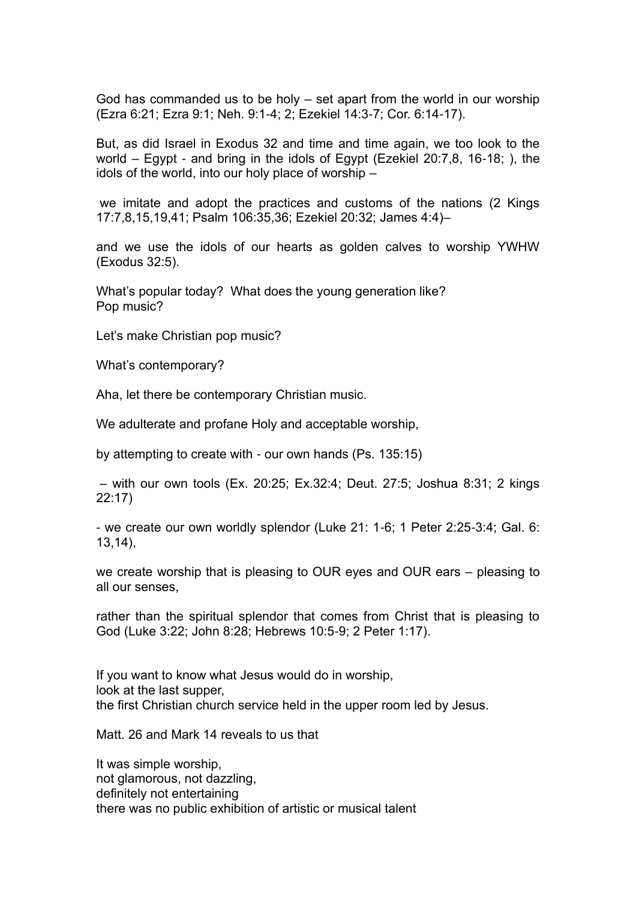God has commanded us to be holy – set apart from the world in our worship (Ezra 6:21; Ezra 9:1; Neh. 9:1-4; 2; Ezekiel 14:3-7; Cor. 6:14-17).

But, as did Israel in Exodus 32 and time and time again, we too look to the world – Egypt - and bring in the idols of Egypt (Ezekiel 20:7,8, 16-18; ), the idols of the world, into our holy place of worship –

we imitate and adopt the practices and customs of the nations (2 Kings 17:7,8,15,19,41; Psalm 106:35,36; Ezekiel 20:32; James 4:4)–

and we use the idols of our hearts as golden calves to worship YWHW (Exodus 32:5).

What's popular today? What does the young generation like?
Pop music?

Let's make Christian pop music?

What's contemporary?

Aha, let there be contemporary Christian music.

We adulterate and profane Holy and acceptable worship,

by attempting to create with - our own hands (Ps. 135:15)

– with our own tools (Ex. 20:25; Ex.32:4; Deut. 27:5; Joshua 8:31; 2 kings 22:17)

- we create our own worldly splendor (Luke 21: 1-6; 1 Peter 2:25-3:4; Gal. 6: 13,14),

we create worship that is pleasing to OUR eyes and OUR ears – pleasing to all our senses,

rather than the spiritual splendor that comes from Christ that is pleasing to God (Luke 3:22; John 8:28; Hebrews 10:5-9; 2 Peter 1:17).

If you want to know what Jesus would do in worship,
look at the last supper,
the first Christian church service held in the upper room led by Jesus.

Matt. 26 and Mark 14 reveals to us that

It was simple worship,
not glamorous, not dazzling,
definitely not entertaining
there was no public exhibition of artistic or musical talent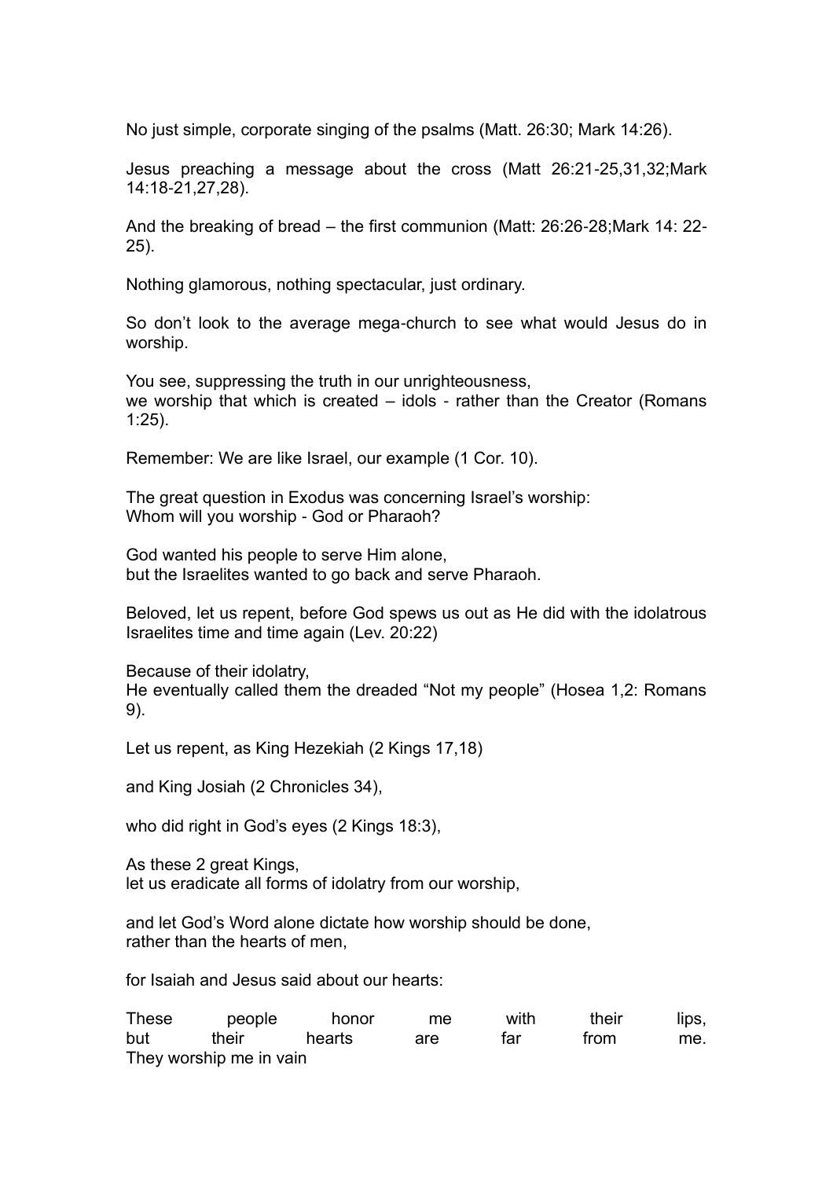No just simple, corporate singing of the psalms (Matt. 26:30; Mark 14:26).

Jesus preaching a message about the cross (Matt 26:21-25,31,32;Mark 14:18-21,27,28).

And the breaking of bread – the first communion (Matt: 26:26-28;Mark 14: 22-25).

Nothing glamorous, nothing spectacular, just ordinary.

So don't look to the average mega-church to see what would Jesus do in worship.

You see, suppressing the truth in our unrighteousness,
we worship that which is created – idols - rather than the Creator (Romans 1:25).

Remember: We are like Israel, our example (1 Cor. 10).

The great question in Exodus was concerning Israel's worship:
Whom will you worship - God or Pharaoh?

God wanted his people to serve Him alone,
but the Israelites wanted to go back and serve Pharaoh.

Beloved, let us repent, before God spews us out as He did with the idolatrous Israelites time and time again (Lev. 20:22)

Because of their idolatry,
He eventually called them the dreaded "Not my people" (Hosea 1,2: Romans 9).

Let us repent, as King Hezekiah (2 Kings 17,18)

and King Josiah (2 Chronicles 34),

who did right in God's eyes (2 Kings 18:3),

As these 2 great Kings,
let us eradicate all forms of idolatry from our worship,

and let God's Word alone dictate how worship should be done,
rather than the hearts of men,

for Isaiah and Jesus said about our hearts:

These people honor me with their lips,
but their hearts are far from me.
They worship me in vain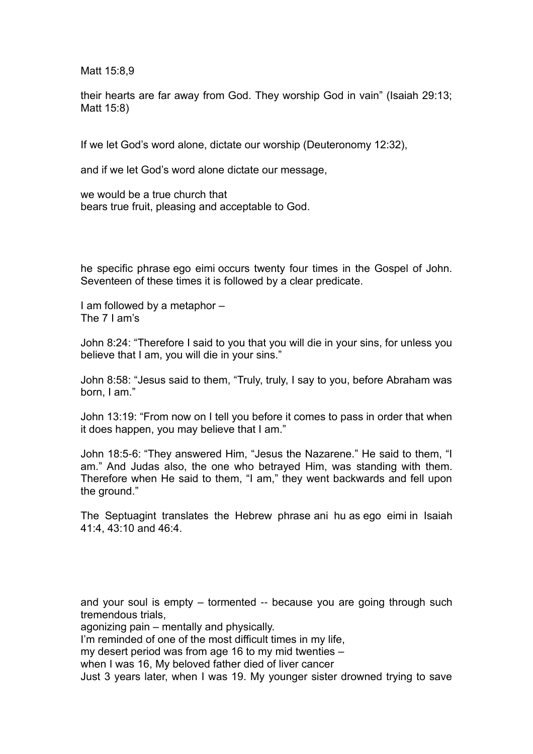Matt 15:8,9

their hearts are far away from God. They worship God in vain" (Isaiah 29:13; Matt 15:8)

If we let God's word alone, dictate our worship (Deuteronomy 12:32),

and if we let God's word alone dictate our message,

we would be a true church that
bears true fruit, pleasing and acceptable to God.

he specific phrase ego eimi occurs twenty four times in the Gospel of John. Seventeen of these times it is followed by a clear predicate.

I am followed by a metaphor –
The 7 I am's

John 8:24: "Therefore I said to you that you will die in your sins, for unless you believe that I am, you will die in your sins."

John 8:58: "Jesus said to them, "Truly, truly, I say to you, before Abraham was born, I am."

John 13:19: "From now on I tell you before it comes to pass in order that when it does happen, you may believe that I am."

John 18:5-6: "They answered Him, "Jesus the Nazarene." He said to them, "I am." And Judas also, the one who betrayed Him, was standing with them. Therefore when He said to them, "I am," they went backwards and fell upon the ground."

The Septuagint translates the Hebrew phrase ani hu as ego eimi in Isaiah 41:4, 43:10 and 46:4.

and your soul is empty – tormented -- because you are going through such tremendous trials,
agonizing pain – mentally and physically.
I'm reminded of one of the most difficult times in my life,
my desert period was from age 16 to my mid twenties –
when I was 16, My beloved father died of liver cancer
Just 3 years later, when I was 19. My younger sister drowned trying to save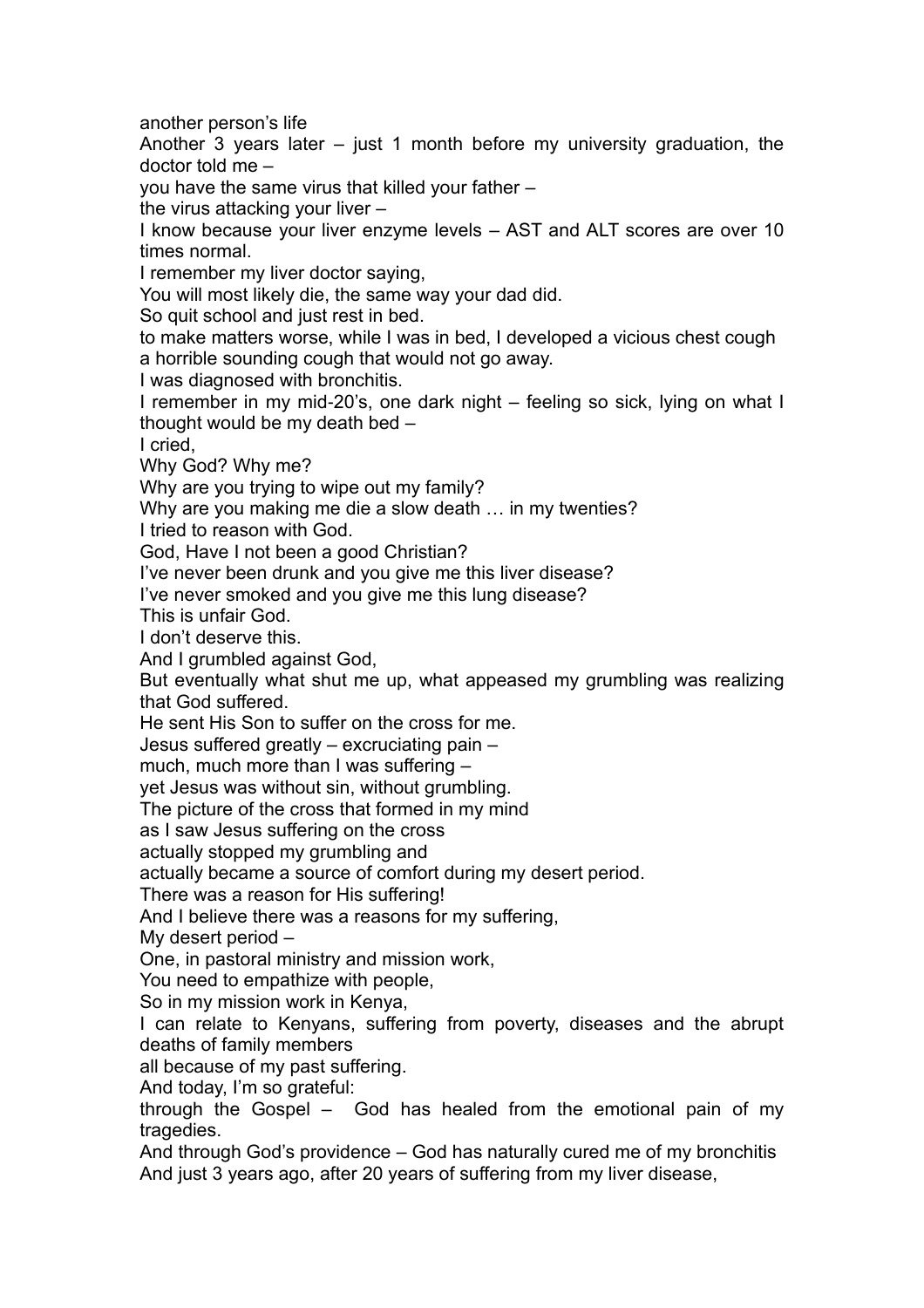another person's life

Another 3 years later – just 1 month before my university graduation, the doctor told me –

you have the same virus that killed your father –

the virus attacking your liver –

I know because your liver enzyme levels – AST and ALT scores are over 10 times normal.

I remember my liver doctor saying,

You will most likely die, the same way your dad did.

So quit school and just rest in bed.

to make matters worse, while I was in bed, I developed a vicious chest cough a horrible sounding cough that would not go away.

I was diagnosed with bronchitis.

I remember in my mid-20's, one dark night – feeling so sick, lying on what I thought would be my death bed –

I cried,

Why God? Why me?

Why are you trying to wipe out my family?

Why are you making me die a slow death … in my twenties?

I tried to reason with God.

God, Have I not been a good Christian?

I've never been drunk and you give me this liver disease?

I've never smoked and you give me this lung disease?

This is unfair God.

I don't deserve this.

And I grumbled against God,

But eventually what shut me up, what appeased my grumbling was realizing that God suffered.

He sent His Son to suffer on the cross for me.

Jesus suffered greatly – excruciating pain –

much, much more than I was suffering –

yet Jesus was without sin, without grumbling.

The picture of the cross that formed in my mind

as I saw Jesus suffering on the cross

actually stopped my grumbling and

actually became a source of comfort during my desert period.

There was a reason for His suffering!

And I believe there was a reasons for my suffering,

My desert period –

One, in pastoral ministry and mission work,

You need to empathize with people,

So in my mission work in Kenya,

I can relate to Kenyans, suffering from poverty, diseases and the abrupt deaths of family members

all because of my past suffering.

And today, I'm so grateful:

through the Gospel – God has healed from the emotional pain of my tragedies.

And through God's providence – God has naturally cured me of my bronchitis

And just 3 years ago, after 20 years of suffering from my liver disease,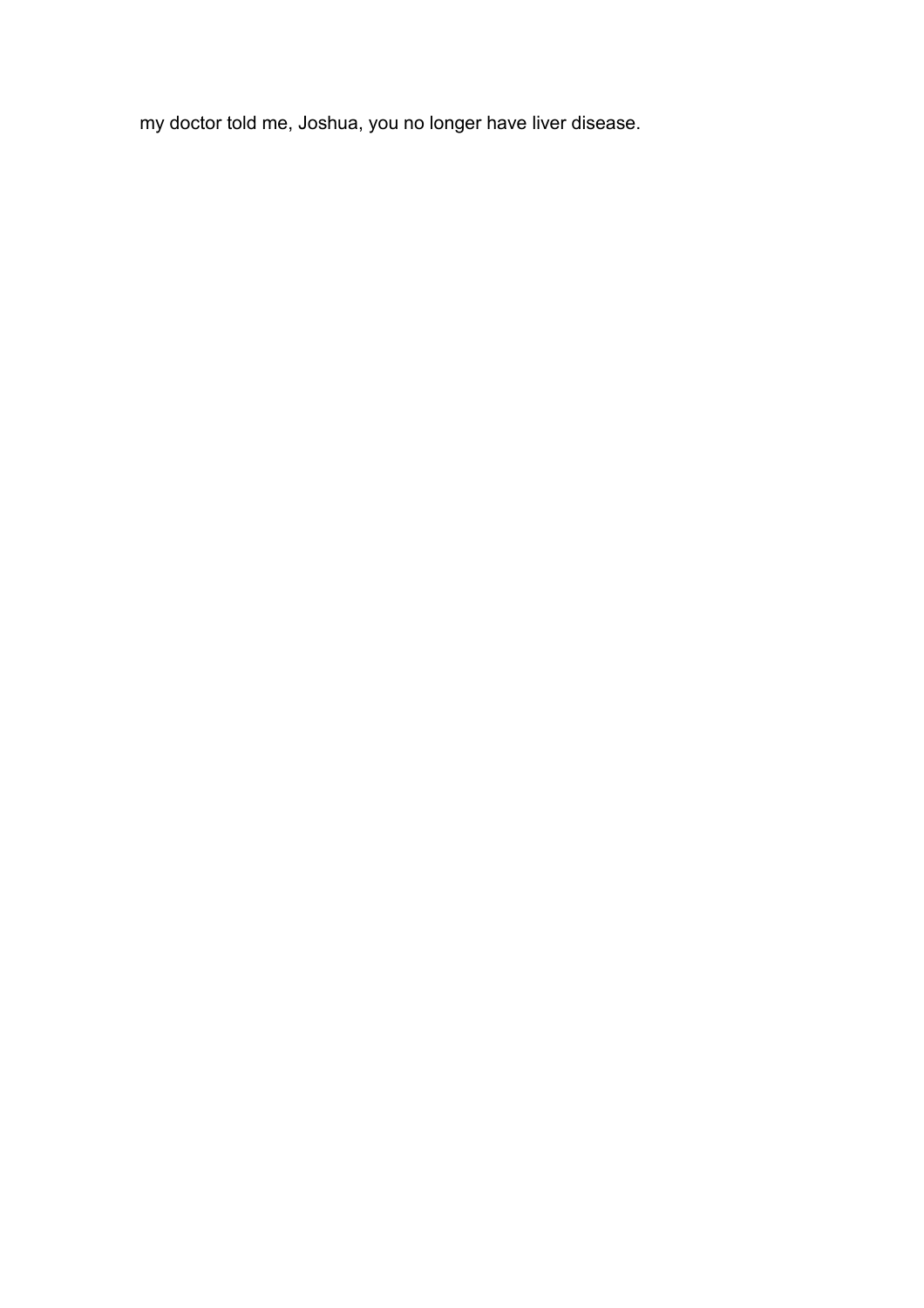my doctor told me, Joshua, you no longer have liver disease.